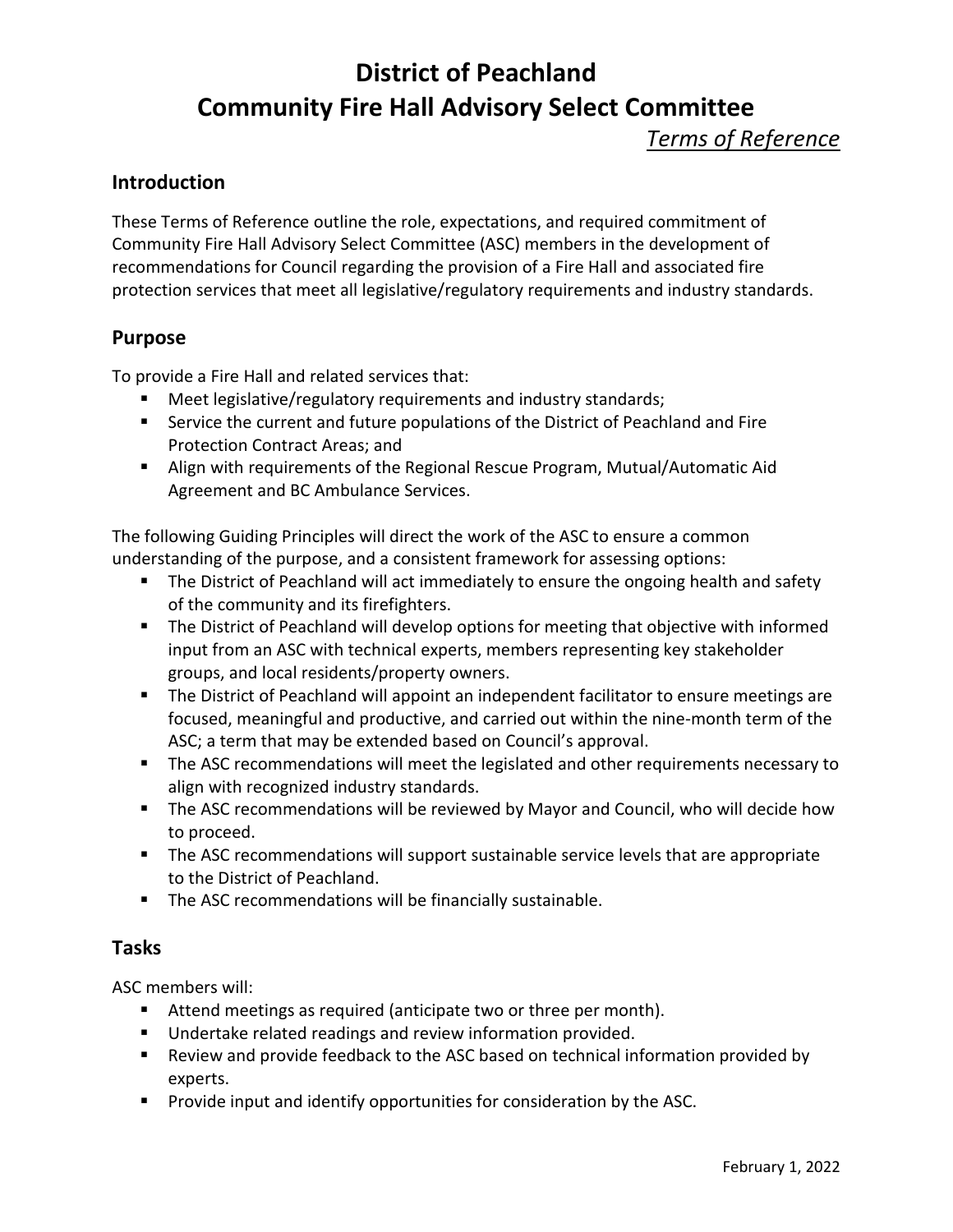# District of Peachland
# Community Fire Hall Advisory Select Committee

*Terms of Reference*

## Introduction

These Terms of Reference outline the role, expectations, and required commitment of Community Fire Hall Advisory Select Committee (ASC) members in the development of recommendations for Council regarding the provision of a Fire Hall and associated fire protection services that meet all legislative/regulatory requirements and industry standards.

## Purpose

To provide a Fire Hall and related services that:

- Meet legislative/regulatory requirements and industry standards;
- Service the current and future populations of the District of Peachland and Fire Protection Contract Areas; and
- Align with requirements of the Regional Rescue Program, Mutual/Automatic Aid Agreement and BC Ambulance Services.

The following Guiding Principles will direct the work of the ASC to ensure a common understanding of the purpose, and a consistent framework for assessing options:

- The District of Peachland will act immediately to ensure the ongoing health and safety of the community and its firefighters.
- The District of Peachland will develop options for meeting that objective with informed input from an ASC with technical experts, members representing key stakeholder groups, and local residents/property owners.
- The District of Peachland will appoint an independent facilitator to ensure meetings are focused, meaningful and productive, and carried out within the nine-month term of the ASC; a term that may be extended based on Council's approval.
- The ASC recommendations will meet the legislated and other requirements necessary to align with recognized industry standards.
- The ASC recommendations will be reviewed by Mayor and Council, who will decide how to proceed.
- The ASC recommendations will support sustainable service levels that are appropriate to the District of Peachland.
- The ASC recommendations will be financially sustainable.

## Tasks

ASC members will:

- Attend meetings as required (anticipate two or three per month).
- Undertake related readings and review information provided.
- Review and provide feedback to the ASC based on technical information provided by experts.
- Provide input and identify opportunities for consideration by the ASC.

February 1, 2022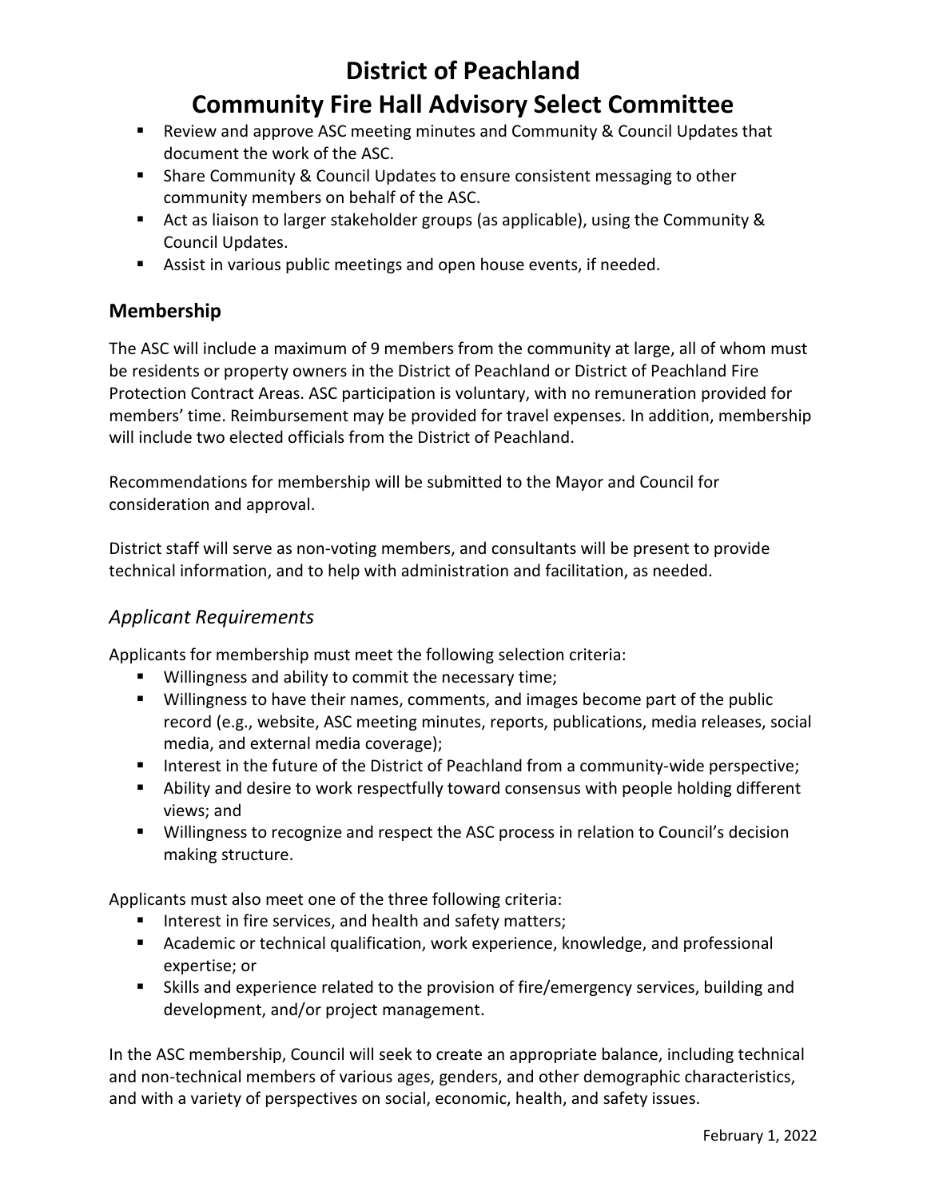- Review and approve ASC meeting minutes and Community & Council Updates that document the work of the ASC.
- Share Community & Council Updates to ensure consistent messaging to other community members on behalf of the ASC.
- Act as liaison to larger stakeholder groups (as applicable), using the Community & Council Updates.
- Assist in various public meetings and open house events, if needed.

## Membership

The ASC will include a maximum of 9 members from the community at large, all of whom must be residents or property owners in the District of Peachland or District of Peachland Fire Protection Contract Areas. ASC participation is voluntary, with no remuneration provided for members' time. Reimbursement may be provided for travel expenses. In addition, membership will include two elected officials from the District of Peachland.

Recommendations for membership will be submitted to the Mayor and Council for consideration and approval.

District staff will serve as non-voting members, and consultants will be present to provide technical information, and to help with administration and facilitation, as needed.

### *Applicant Requirements*

Applicants for membership must meet the following selection criteria:

- Willingness and ability to commit the necessary time;
- Willingness to have their names, comments, and images become part of the public record (e.g., website, ASC meeting minutes, reports, publications, media releases, social media, and external media coverage);
- Interest in the future of the District of Peachland from a community-wide perspective;
- Ability and desire to work respectfully toward consensus with people holding different views; and
- Willingness to recognize and respect the ASC process in relation to Council's decision making structure.

Applicants must also meet one of the three following criteria:

- Interest in fire services, and health and safety matters;
- Academic or technical qualification, work experience, knowledge, and professional expertise; or
- Skills and experience related to the provision of fire/emergency services, building and development, and/or project management.

In the ASC membership, Council will seek to create an appropriate balance, including technical and non-technical members of various ages, genders, and other demographic characteristics, and with a variety of perspectives on social, economic, health, and safety issues.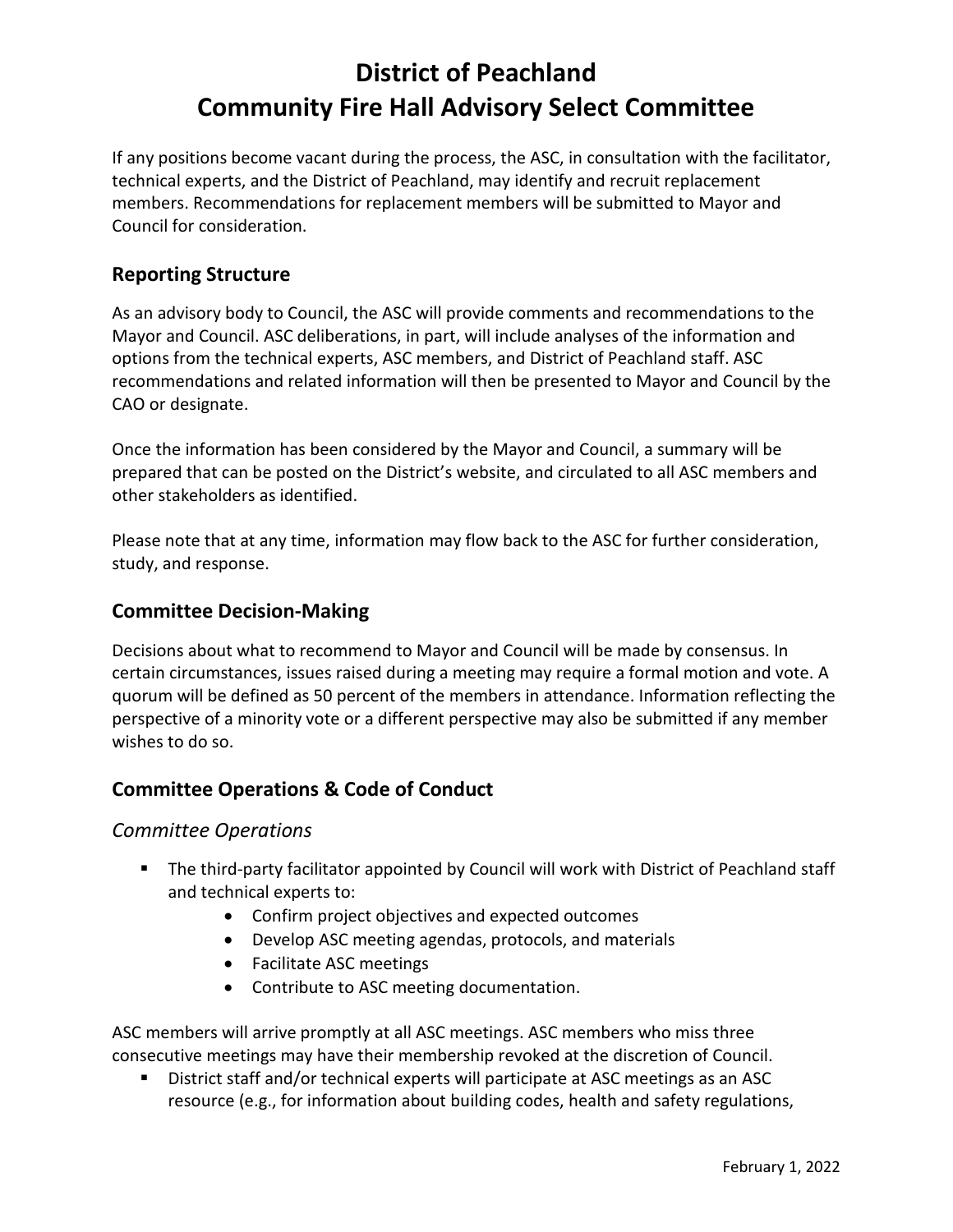If any positions become vacant during the process, the ASC, in consultation with the facilitator, technical experts, and the District of Peachland, may identify and recruit replacement members. Recommendations for replacement members will be submitted to Mayor and Council for consideration.

## Reporting Structure

As an advisory body to Council, the ASC will provide comments and recommendations to the Mayor and Council. ASC deliberations, in part, will include analyses of the information and options from the technical experts, ASC members, and District of Peachland staff. ASC recommendations and related information will then be presented to Mayor and Council by the CAO or designate.

Once the information has been considered by the Mayor and Council, a summary will be prepared that can be posted on the District's website, and circulated to all ASC members and other stakeholders as identified.

Please note that at any time, information may flow back to the ASC for further consideration, study, and response.

## Committee Decision-Making

Decisions about what to recommend to Mayor and Council will be made by consensus. In certain circumstances, issues raised during a meeting may require a formal motion and vote. A quorum will be defined as 50 percent of the members in attendance. Information reflecting the perspective of a minority vote or a different perspective may also be submitted if any member wishes to do so.

## Committee Operations & Code of Conduct

### *Committee Operations*

- The third-party facilitator appointed by Council will work with District of Peachland staff and technical experts to:
  - Confirm project objectives and expected outcomes
  - Develop ASC meeting agendas, protocols, and materials
  - Facilitate ASC meetings
  - Contribute to ASC meeting documentation.

ASC members will arrive promptly at all ASC meetings. ASC members who miss three consecutive meetings may have their membership revoked at the discretion of Council.

- District staff and/or technical experts will participate at ASC meetings as an ASC resource (e.g., for information about building codes, health and safety regulations,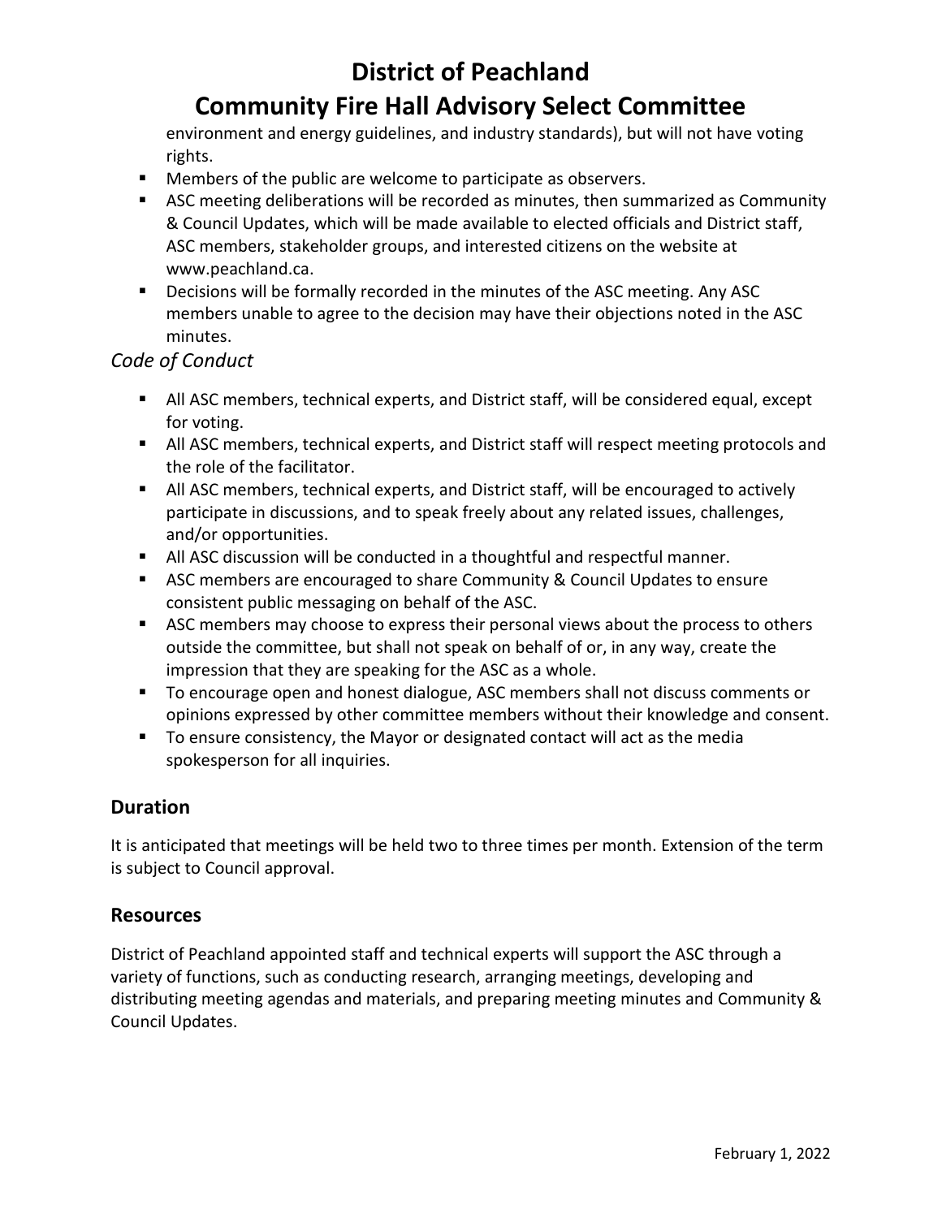- environment and energy guidelines, and industry standards), but will not have voting rights.
- Members of the public are welcome to participate as observers.
- ASC meeting deliberations will be recorded as minutes, then summarized as Community & Council Updates, which will be made available to elected officials and District staff, ASC members, stakeholder groups, and interested citizens on the website at www.peachland.ca.
- Decisions will be formally recorded in the minutes of the ASC meeting. Any ASC members unable to agree to the decision may have their objections noted in the ASC minutes.

### *Code of Conduct*

- All ASC members, technical experts, and District staff, will be considered equal, except for voting.
- All ASC members, technical experts, and District staff will respect meeting protocols and the role of the facilitator.
- All ASC members, technical experts, and District staff, will be encouraged to actively participate in discussions, and to speak freely about any related issues, challenges, and/or opportunities.
- All ASC discussion will be conducted in a thoughtful and respectful manner.
- ASC members are encouraged to share Community & Council Updates to ensure consistent public messaging on behalf of the ASC.
- ASC members may choose to express their personal views about the process to others outside the committee, but shall not speak on behalf of or, in any way, create the impression that they are speaking for the ASC as a whole.
- To encourage open and honest dialogue, ASC members shall not discuss comments or opinions expressed by other committee members without their knowledge and consent.
- To ensure consistency, the Mayor or designated contact will act as the media spokesperson for all inquiries.

## Duration

It is anticipated that meetings will be held two to three times per month. Extension of the term is subject to Council approval.

## Resources

District of Peachland appointed staff and technical experts will support the ASC through a variety of functions, such as conducting research, arranging meetings, developing and distributing meeting agendas and materials, and preparing meeting minutes and Community & Council Updates.